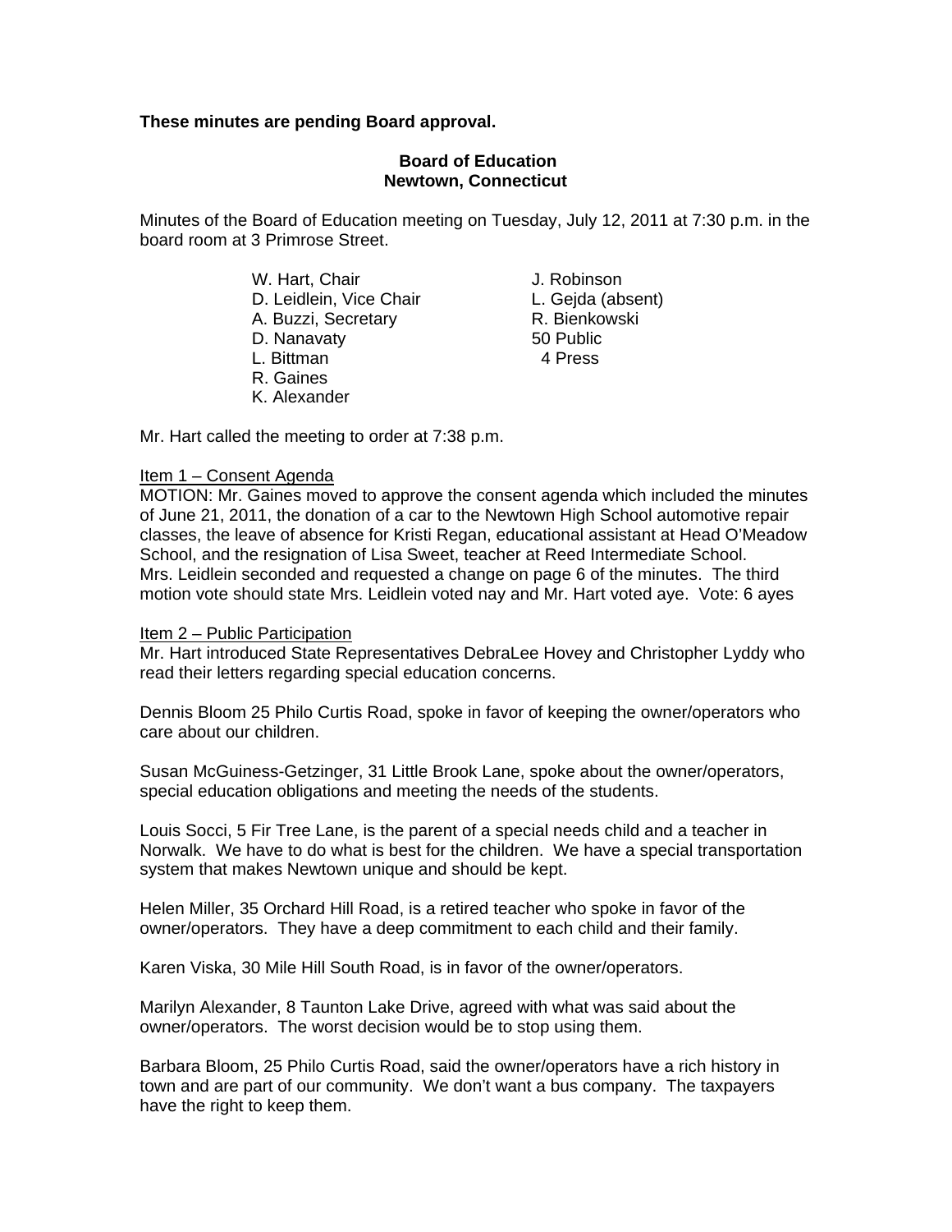**These minutes are pending Board approval.**

**Board of Education**
**Newtown, Connecticut**

Minutes of the Board of Education meeting on Tuesday, July 12, 2011 at 7:30 p.m. in the board room at 3 Primrose Street.

| | |
|---|---|
| W. Hart, Chair | J. Robinson |
| D. Leidlein, Vice Chair | L. Gejda (absent) |
| A. Buzzi, Secretary | R. Bienkowski |
| D. Nanavaty | 50 Public |
| L. Bittman | 4 Press |
| R. Gaines | |
| K. Alexander | |

Mr. Hart called the meeting to order at 7:38 p.m.

Item 1 – Consent Agenda

MOTION: Mr. Gaines moved to approve the consent agenda which included the minutes of June 21, 2011, the donation of a car to the Newtown High School automotive repair classes, the leave of absence for Kristi Regan, educational assistant at Head O'Meadow School, and the resignation of Lisa Sweet, teacher at Reed Intermediate School. Mrs. Leidlein seconded and requested a change on page 6 of the minutes. The third motion vote should state Mrs. Leidlein voted nay and Mr. Hart voted aye. Vote: 6 ayes

Item 2 – Public Participation

Mr. Hart introduced State Representatives DebraLee Hovey and Christopher Lyddy who read their letters regarding special education concerns.

Dennis Bloom 25 Philo Curtis Road, spoke in favor of keeping the owner/operators who care about our children.

Susan McGuiness-Getzinger, 31 Little Brook Lane, spoke about the owner/operators, special education obligations and meeting the needs of the students.

Louis Socci, 5 Fir Tree Lane, is the parent of a special needs child and a teacher in Norwalk. We have to do what is best for the children. We have a special transportation system that makes Newtown unique and should be kept.

Helen Miller, 35 Orchard Hill Road, is a retired teacher who spoke in favor of the owner/operators. They have a deep commitment to each child and their family.

Karen Viska, 30 Mile Hill South Road, is in favor of the owner/operators.

Marilyn Alexander, 8 Taunton Lake Drive, agreed with what was said about the owner/operators. The worst decision would be to stop using them.

Barbara Bloom, 25 Philo Curtis Road, said the owner/operators have a rich history in town and are part of our community. We don't want a bus company. The taxpayers have the right to keep them.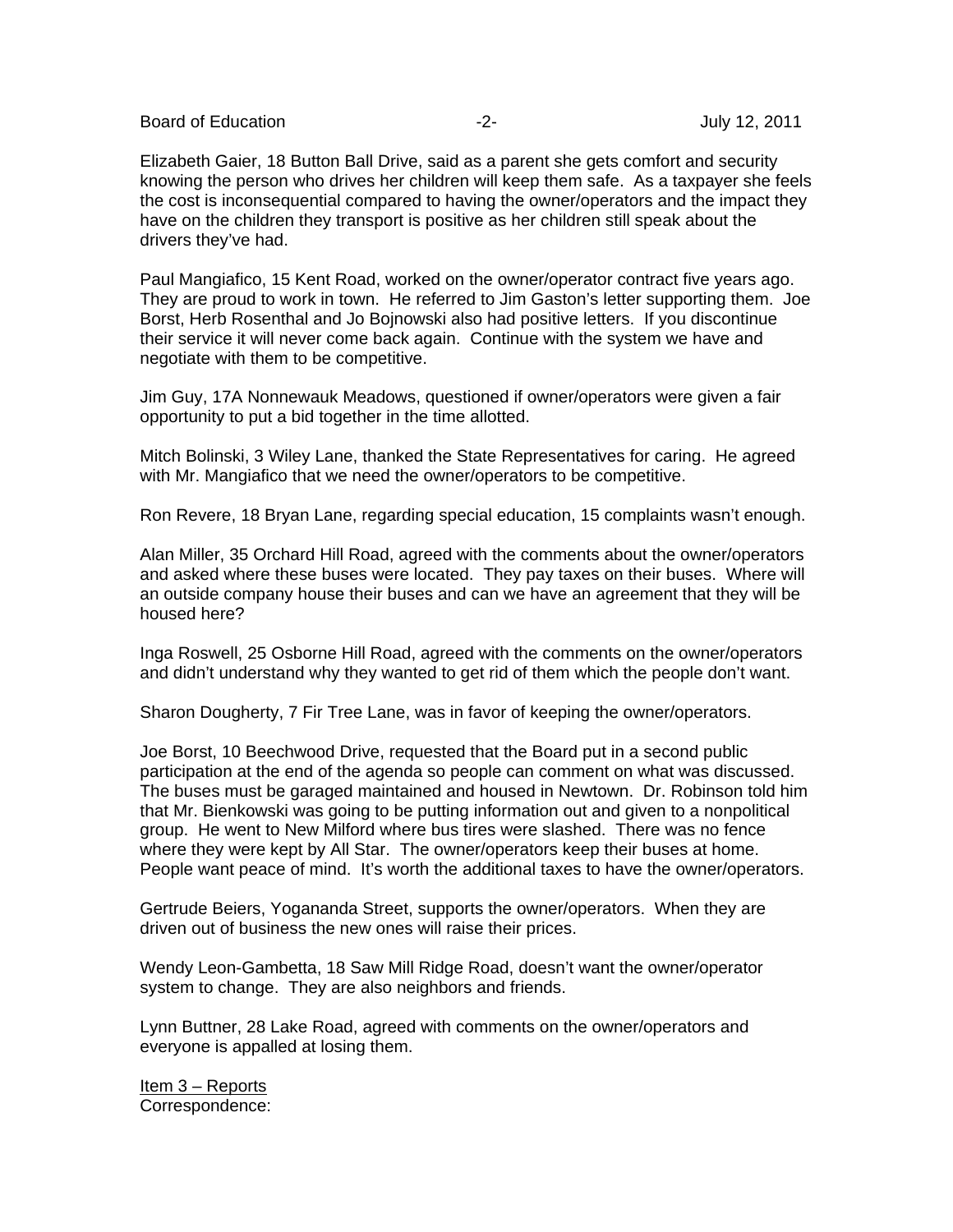Elizabeth Gaier, 18 Button Ball Drive, said as a parent she gets comfort and security knowing the person who drives her children will keep them safe. As a taxpayer she feels the cost is inconsequential compared to having the owner/operators and the impact they have on the children they transport is positive as her children still speak about the drivers they've had.

Paul Mangiafico, 15 Kent Road, worked on the owner/operator contract five years ago. They are proud to work in town. He referred to Jim Gaston's letter supporting them. Joe Borst, Herb Rosenthal and Jo Bojnowski also had positive letters. If you discontinue their service it will never come back again. Continue with the system we have and negotiate with them to be competitive.

Jim Guy, 17A Nonnewauk Meadows, questioned if owner/operators were given a fair opportunity to put a bid together in the time allotted.

Mitch Bolinski, 3 Wiley Lane, thanked the State Representatives for caring. He agreed with Mr. Mangiafico that we need the owner/operators to be competitive.

Ron Revere, 18 Bryan Lane, regarding special education, 15 complaints wasn't enough.

Alan Miller, 35 Orchard Hill Road, agreed with the comments about the owner/operators and asked where these buses were located. They pay taxes on their buses. Where will an outside company house their buses and can we have an agreement that they will be housed here?

Inga Roswell, 25 Osborne Hill Road, agreed with the comments on the owner/operators and didn't understand why they wanted to get rid of them which the people don't want.

Sharon Dougherty, 7 Fir Tree Lane, was in favor of keeping the owner/operators.

Joe Borst, 10 Beechwood Drive, requested that the Board put in a second public participation at the end of the agenda so people can comment on what was discussed. The buses must be garaged maintained and housed in Newtown. Dr. Robinson told him that Mr. Bienkowski was going to be putting information out and given to a nonpolitical group. He went to New Milford where bus tires were slashed. There was no fence where they were kept by All Star. The owner/operators keep their buses at home. People want peace of mind. It's worth the additional taxes to have the owner/operators.

Gertrude Beiers, Yogananda Street, supports the owner/operators. When they are driven out of business the new ones will raise their prices.

Wendy Leon-Gambetta, 18 Saw Mill Ridge Road, doesn't want the owner/operator system to change. They are also neighbors and friends.

Lynn Buttner, 28 Lake Road, agreed with comments on the owner/operators and everyone is appalled at losing them.

Item 3 – Reports

Correspondence: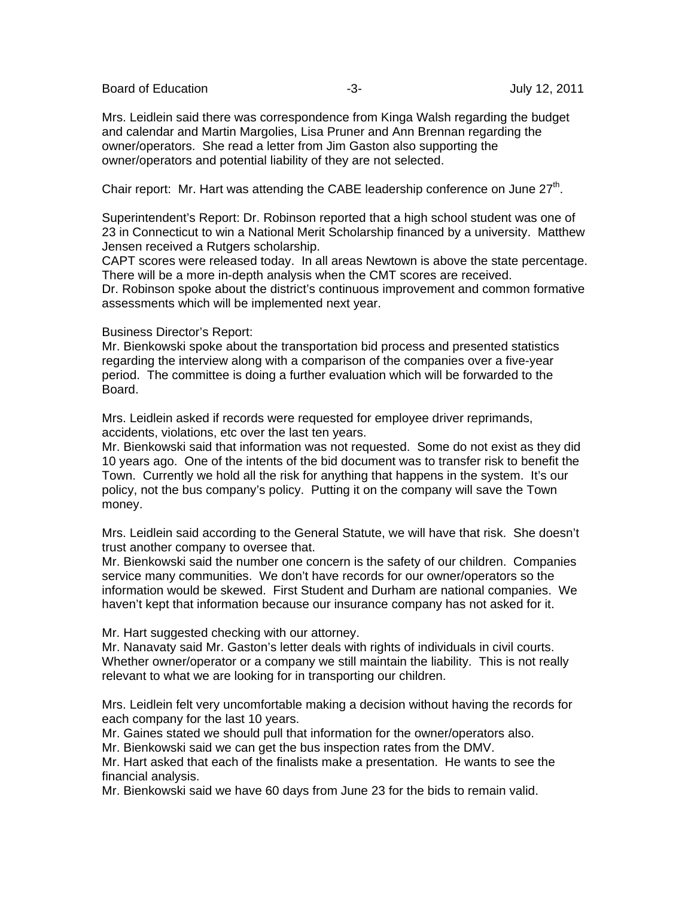Mrs. Leidlein said there was correspondence from Kinga Walsh regarding the budget and calendar and Martin Margolies, Lisa Pruner and Ann Brennan regarding the owner/operators. She read a letter from Jim Gaston also supporting the owner/operators and potential liability of they are not selected.

Chair report: Mr. Hart was attending the CABE leadership conference on June 27th.

Superintendent's Report: Dr. Robinson reported that a high school student was one of 23 in Connecticut to win a National Merit Scholarship financed by a university. Matthew Jensen received a Rutgers scholarship.
CAPT scores were released today. In all areas Newtown is above the state percentage. There will be a more in-depth analysis when the CMT scores are received.
Dr. Robinson spoke about the district's continuous improvement and common formative assessments which will be implemented next year.

Business Director's Report:
Mr. Bienkowski spoke about the transportation bid process and presented statistics regarding the interview along with a comparison of the companies over a five-year period. The committee is doing a further evaluation which will be forwarded to the Board.

Mrs. Leidlein asked if records were requested for employee driver reprimands, accidents, violations, etc over the last ten years.
Mr. Bienkowski said that information was not requested. Some do not exist as they did 10 years ago. One of the intents of the bid document was to transfer risk to benefit the Town. Currently we hold all the risk for anything that happens in the system. It's our policy, not the bus company's policy. Putting it on the company will save the Town money.

Mrs. Leidlein said according to the General Statute, we will have that risk. She doesn't trust another company to oversee that.
Mr. Bienkowski said the number one concern is the safety of our children. Companies service many communities. We don't have records for our owner/operators so the information would be skewed. First Student and Durham are national companies. We haven't kept that information because our insurance company has not asked for it.

Mr. Hart suggested checking with our attorney.
Mr. Nanavaty said Mr. Gaston's letter deals with rights of individuals in civil courts. Whether owner/operator or a company we still maintain the liability. This is not really relevant to what we are looking for in transporting our children.

Mrs. Leidlein felt very uncomfortable making a decision without having the records for each company for the last 10 years.
Mr. Gaines stated we should pull that information for the owner/operators also.
Mr. Bienkowski said we can get the bus inspection rates from the DMV.
Mr. Hart asked that each of the finalists make a presentation. He wants to see the financial analysis.
Mr. Bienkowski said we have 60 days from June 23 for the bids to remain valid.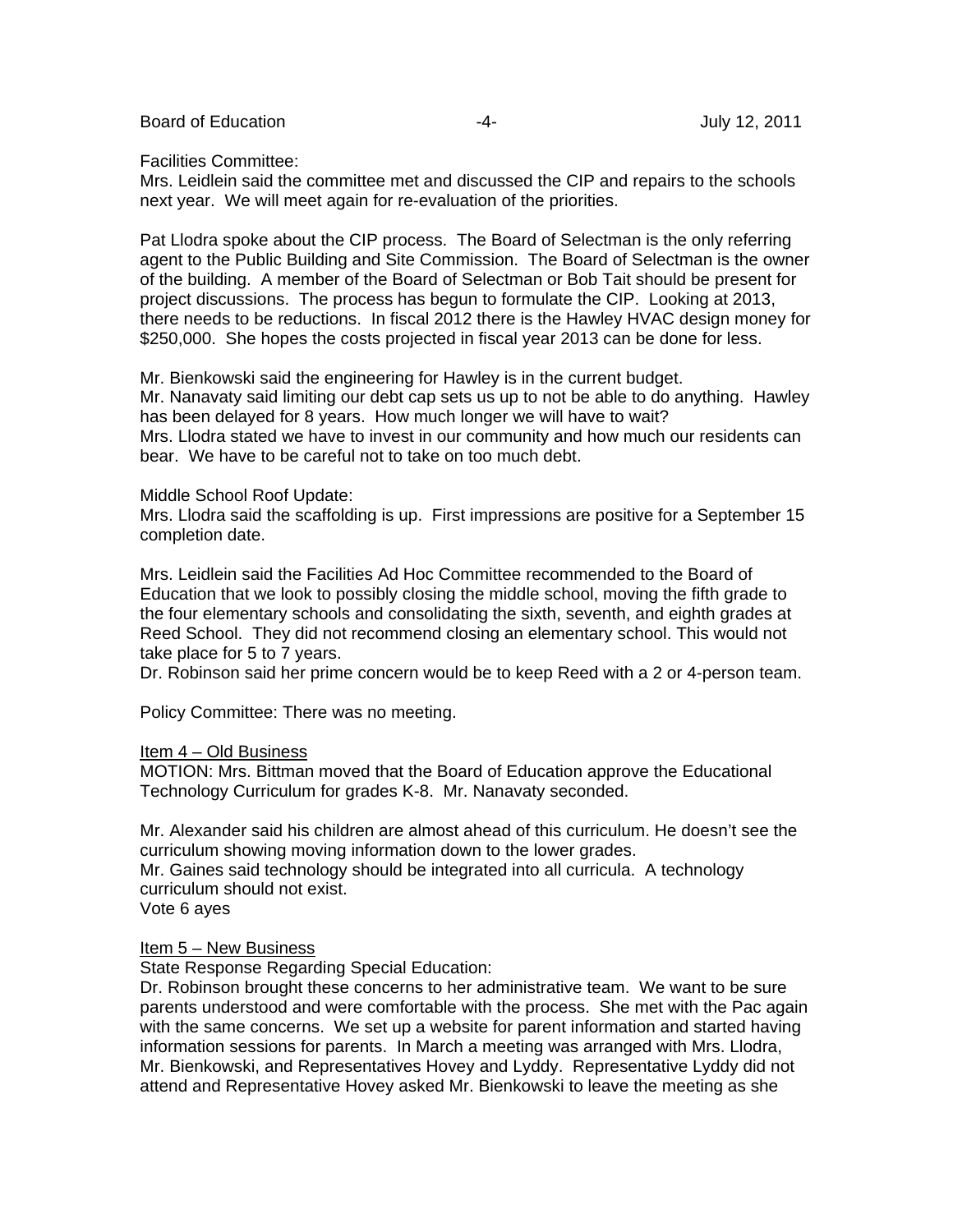Facilities Committee:
Mrs. Leidlein said the committee met and discussed the CIP and repairs to the schools next year. We will meet again for re-evaluation of the priorities.

Pat Llodra spoke about the CIP process. The Board of Selectman is the only referring agent to the Public Building and Site Commission. The Board of Selectman is the owner of the building. A member of the Board of Selectman or Bob Tait should be present for project discussions. The process has begun to formulate the CIP. Looking at 2013, there needs to be reductions. In fiscal 2012 there is the Hawley HVAC design money for $250,000. She hopes the costs projected in fiscal year 2013 can be done for less.

Mr. Bienkowski said the engineering for Hawley is in the current budget.
Mr. Nanavaty said limiting our debt cap sets us up to not be able to do anything. Hawley has been delayed for 8 years. How much longer we will have to wait?
Mrs. Llodra stated we have to invest in our community and how much our residents can bear. We have to be careful not to take on too much debt.

Middle School Roof Update:
Mrs. Llodra said the scaffolding is up. First impressions are positive for a September 15 completion date.

Mrs. Leidlein said the Facilities Ad Hoc Committee recommended to the Board of Education that we look to possibly closing the middle school, moving the fifth grade to the four elementary schools and consolidating the sixth, seventh, and eighth grades at Reed School. They did not recommend closing an elementary school. This would not take place for 5 to 7 years.
Dr. Robinson said her prime concern would be to keep Reed with a 2 or 4-person team.

Policy Committee: There was no meeting.

Item 4 – Old Business
MOTION: Mrs. Bittman moved that the Board of Education approve the Educational Technology Curriculum for grades K-8. Mr. Nanavaty seconded.

Mr. Alexander said his children are almost ahead of this curriculum. He doesn't see the curriculum showing moving information down to the lower grades.
Mr. Gaines said technology should be integrated into all curricula. A technology curriculum should not exist.
Vote 6 ayes

Item 5 – New Business
State Response Regarding Special Education:
Dr. Robinson brought these concerns to her administrative team. We want to be sure parents understood and were comfortable with the process. She met with the Pac again with the same concerns. We set up a website for parent information and started having information sessions for parents. In March a meeting was arranged with Mrs. Llodra, Mr. Bienkowski, and Representatives Hovey and Lyddy. Representative Lyddy did not attend and Representative Hovey asked Mr. Bienkowski to leave the meeting as she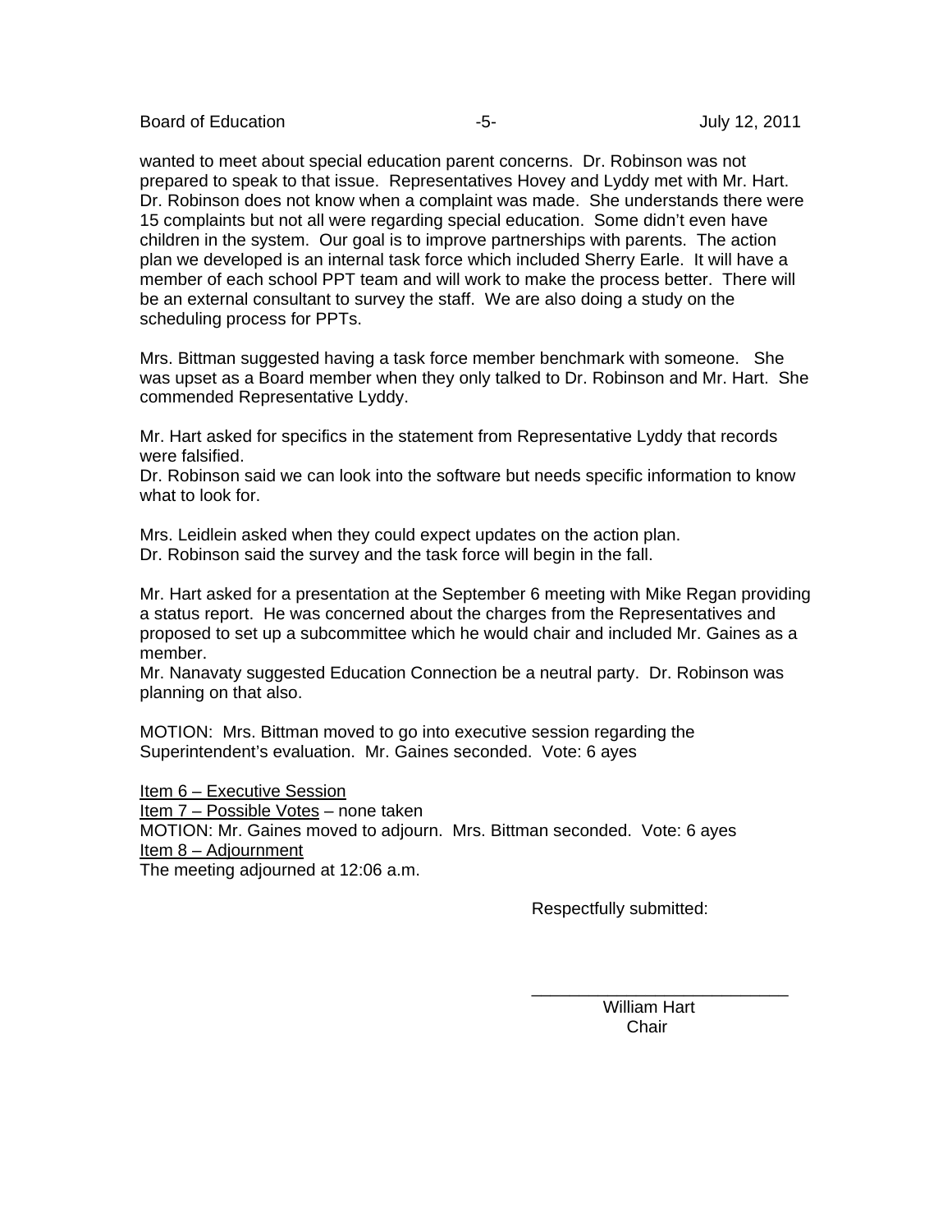wanted to meet about special education parent concerns. Dr. Robinson was not prepared to speak to that issue. Representatives Hovey and Lyddy met with Mr. Hart. Dr. Robinson does not know when a complaint was made. She understands there were 15 complaints but not all were regarding special education. Some didn't even have children in the system. Our goal is to improve partnerships with parents. The action plan we developed is an internal task force which included Sherry Earle. It will have a member of each school PPT team and will work to make the process better. There will be an external consultant to survey the staff. We are also doing a study on the scheduling process for PPTs.

Mrs. Bittman suggested having a task force member benchmark with someone. She was upset as a Board member when they only talked to Dr. Robinson and Mr. Hart. She commended Representative Lyddy.

Mr. Hart asked for specifics in the statement from Representative Lyddy that records were falsified.
Dr. Robinson said we can look into the software but needs specific information to know what to look for.

Mrs. Leidlein asked when they could expect updates on the action plan.
Dr. Robinson said the survey and the task force will begin in the fall.

Mr. Hart asked for a presentation at the September 6 meeting with Mike Regan providing a status report. He was concerned about the charges from the Representatives and proposed to set up a subcommittee which he would chair and included Mr. Gaines as a member.
Mr. Nanavaty suggested Education Connection be a neutral party. Dr. Robinson was planning on that also.

MOTION: Mrs. Bittman moved to go into executive session regarding the Superintendent's evaluation. Mr. Gaines seconded. Vote: 6 ayes

<u>Item 6 – Executive Session</u>
<u>Item 7 – Possible Votes</u> – none taken
MOTION: Mr. Gaines moved to adjourn. Mrs. Bittman seconded. Vote: 6 ayes
<u>Item 8 – Adjournment</u>
The meeting adjourned at 12:06 a.m.

Respectfully submitted:

\_\_\_\_\_\_\_\_\_\_\_\_\_\_\_\_\_\_\_\_\_\_\_\_\_\_\_\_
William Hart
Chair